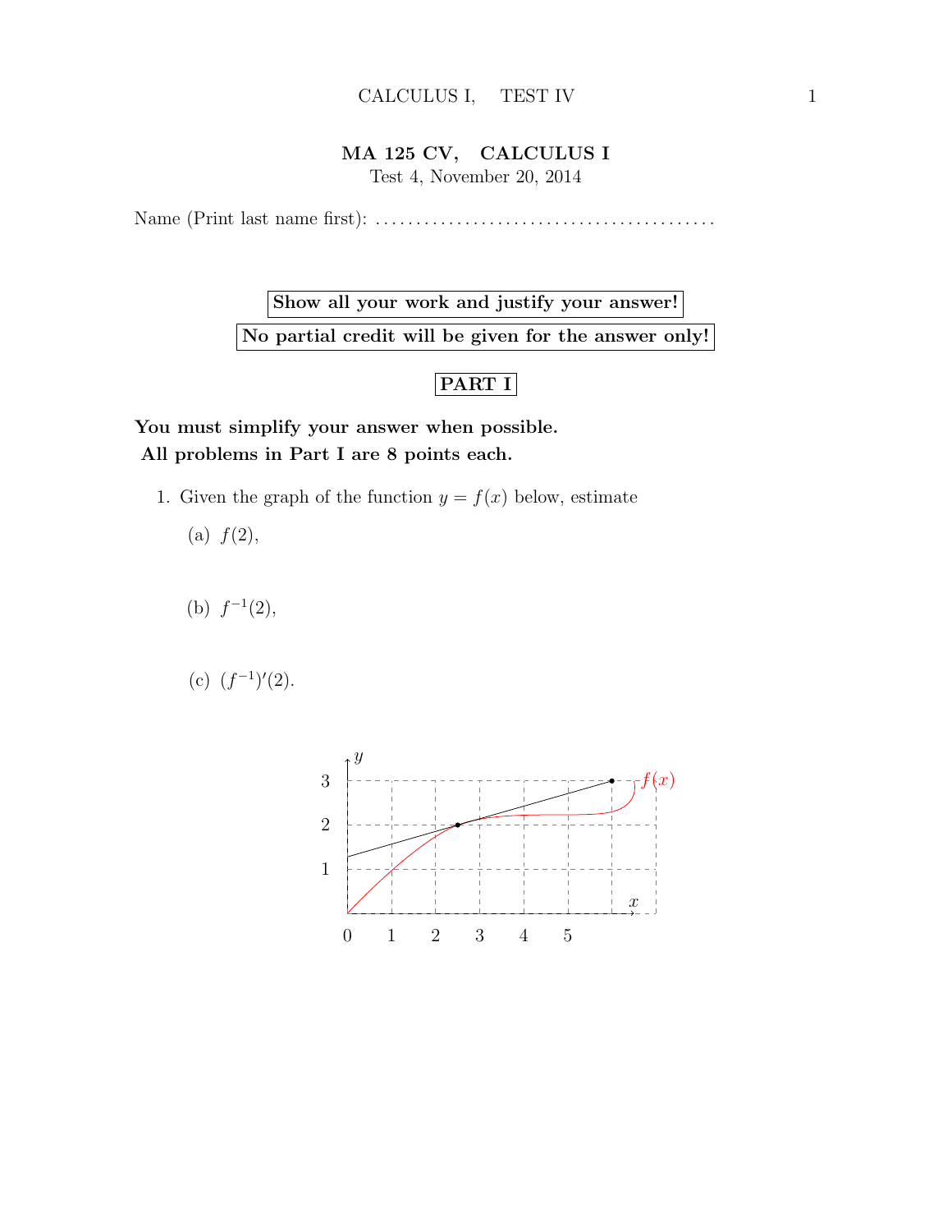# MA 125 CV, CALCULUS I

Test 4, November 20, 2014

Name (Print last name first): .........................................

**Show all your work and justify your answer!**

**No partial credit will be given for the answer only!**

## PART I

**You must simplify your answer when possible.**

**All problems in Part I are 8 points each.**

1. Given the graph of the function $y = f(x)$ below, estimate

   (a) $f(2)$,

   (b) $f^{-1}(2)$,

   (c) $(f^{-1})'(2)$.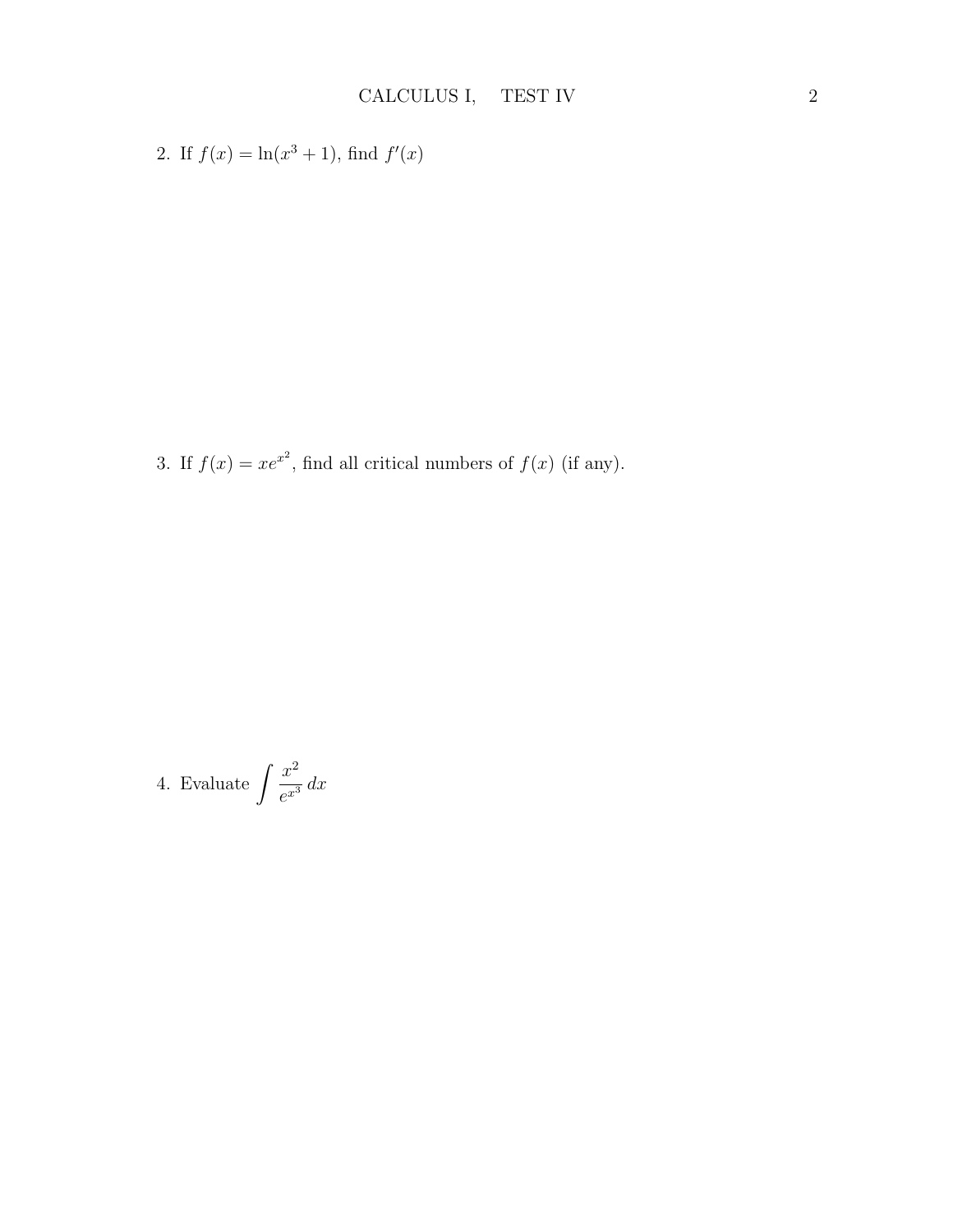2. If $f(x) = \ln(x^3 + 1)$, find $f'(x)$

3. If $f(x) = xe^{x^2}$, find all critical numbers of $f(x)$ (if any).

4. Evaluate $\displaystyle\int \frac{x^2}{e^{x^3}}\, dx$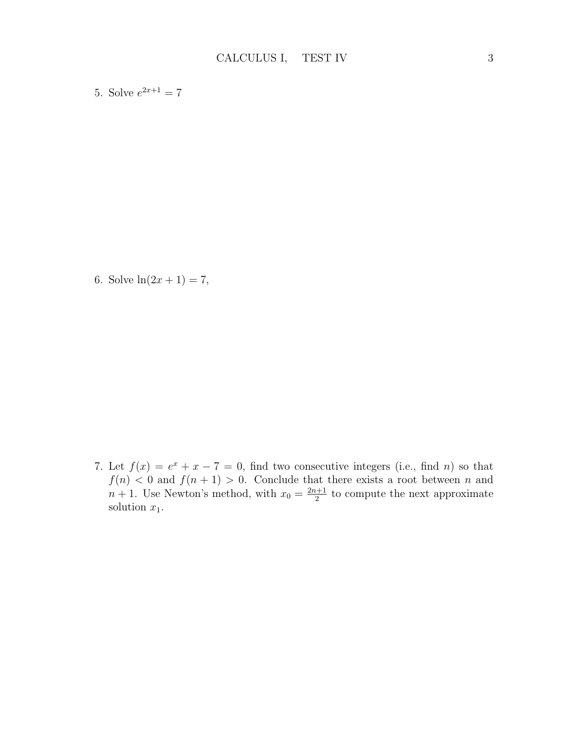5. Solve $e^{2x+1} = 7$

6. Solve $\ln(2x + 1) = 7$,

7. Let $f(x) = e^x + x - 7 = 0$, find two consecutive integers (i.e., find $n$) so that $f(n) < 0$ and $f(n + 1) > 0$. Conclude that there exists a root between $n$ and $n + 1$. Use Newton's method, with $x_0 = \frac{2n+1}{2}$ to compute the next approximate solution $x_1$.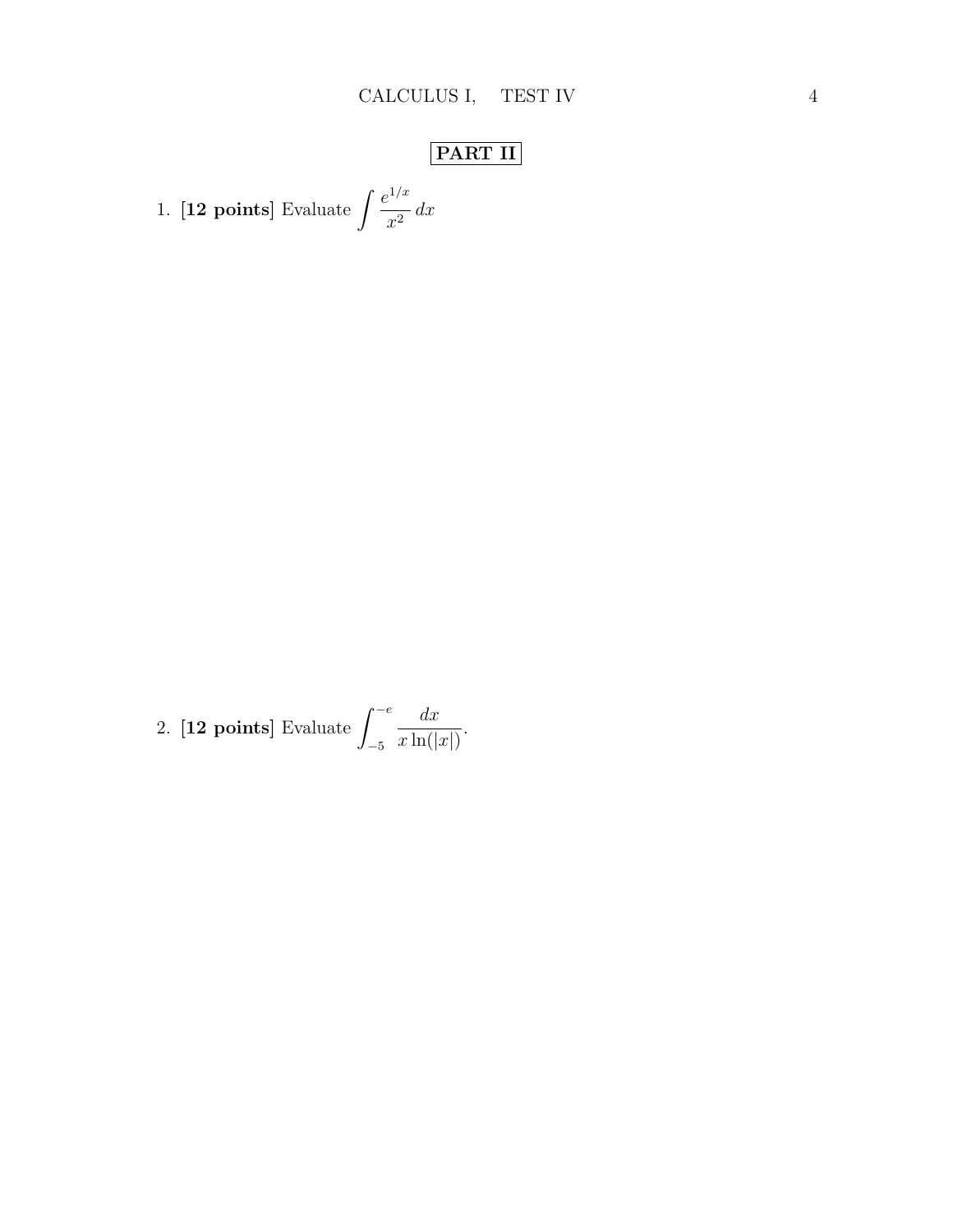**PART II**

1. **[12 points]** Evaluate $\displaystyle\int \frac{e^{1/x}}{x^2}\,dx$

2. **[12 points]** Evaluate $\displaystyle\int_{-5}^{-e} \frac{dx}{x\ln(|x|)}$.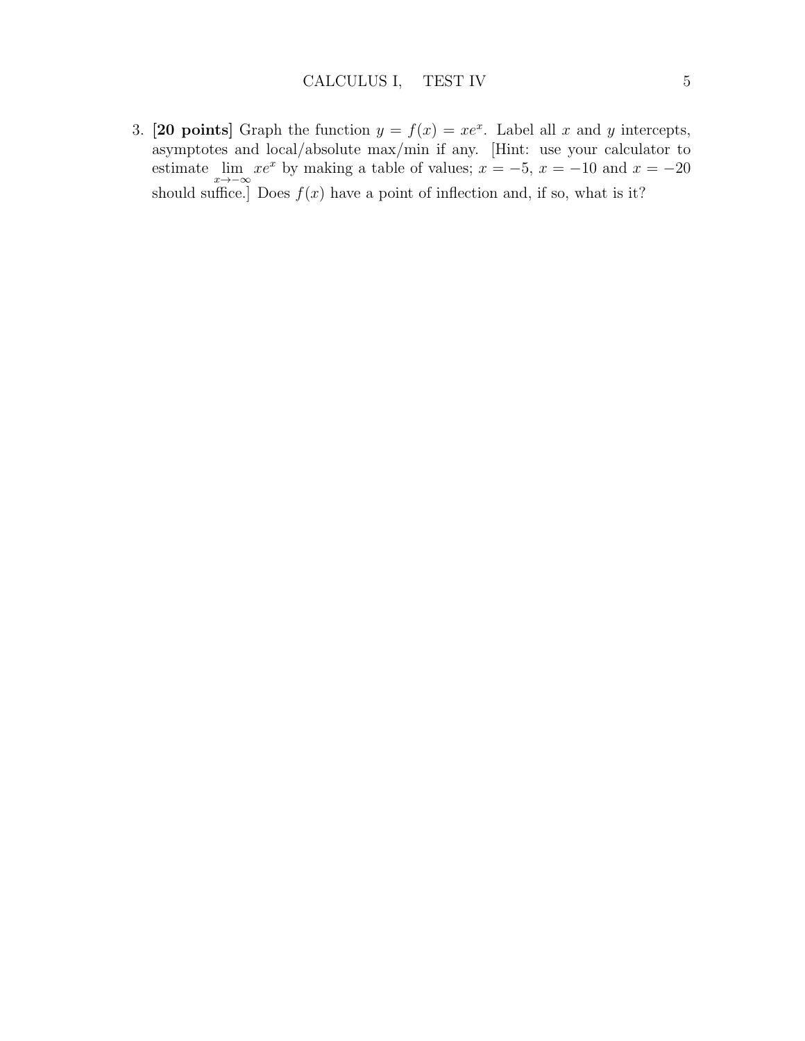3. **[20 points]** Graph the function $y = f(x) = xe^x$. Label all $x$ and $y$ intercepts, asymptotes and local/absolute max/min if any. [Hint: use your calculator to estimate $\lim_{x \to -\infty} xe^x$ by making a table of values; $x = -5$, $x = -10$ and $x = -20$ should suffice.] Does $f(x)$ have a point of inflection and, if so, what is it?